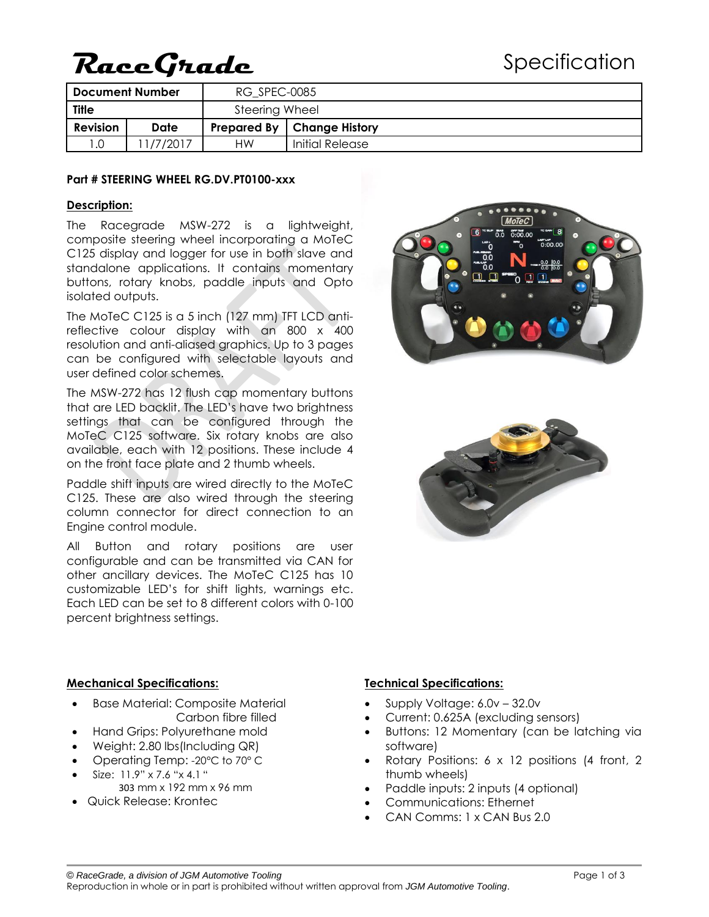# RaceGrade

Specification

| Document Number | | RG_SPEC-0085 | |
|---|---|---|---|
| Title | | Steering Wheel | |
| Revision | Date | Prepared By | Change History |
| 1.0 | 11/7/2017 | HW | Initial Release |

**Part # STEERING WHEEL RG.DV.PT0100-xxx**

**Description:**

The Racegrade MSW-272 is a lightweight, composite steering wheel incorporating a MoTeC C125 display and logger for use in both slave and standalone applications. It contains momentary buttons, rotary knobs, paddle inputs and Opto isolated outputs.

The MoTeC C125 is a 5 inch (127 mm) TFT LCD anti-reflective colour display with an 800 x 400 resolution and anti-aliased graphics. Up to 3 pages can be configured with selectable layouts and user defined color schemes.

The MSW-272 has 12 flush cap momentary buttons that are LED backlit. The LED's have two brightness settings that can be configured through the MoTeC C125 software. Six rotary knobs are also available, each with 12 positions. These include 4 on the front face plate and 2 thumb wheels.

Paddle shift inputs are wired directly to the MoTeC C125. These are also wired through the steering column connector for direct connection to an Engine control module.

All Button and rotary positions are user configurable and can be transmitted via CAN for other ancillary devices. The MoTeC C125 has 10 customizable LED's for shift lights, warnings etc. Each LED can be set to 8 different colors with 0-100 percent brightness settings.

**Mechanical Specifications:**

- Base Material: Composite Material
  Carbon fibre filled
- Hand Grips: Polyurethane mold
- Weight: 2.80 lbs(Including QR)
- Operating Temp: -20°C to 70° C
- Size: 11.9" x 7.6 "x 4.1 "
  303 mm x 192 mm x 96 mm
- Quick Release: Krontec

**Technical Specifications:**

- Supply Voltage: 6.0v – 32.0v
- Current: 0.625A (excluding sensors)
- Buttons: 12 Momentary (can be latching via software)
- Rotary Positions: 6 x 12 positions (4 front, 2 thumb wheels)
- Paddle inputs: 2 inputs (4 optional)
- Communications: Ethernet
- CAN Comms: 1 x CAN Bus 2.0

*© RaceGrade, a division of JGM Automotive Tooling*
Reproduction in whole or in part is prohibited without written approval from *JGM Automotive Tooling*.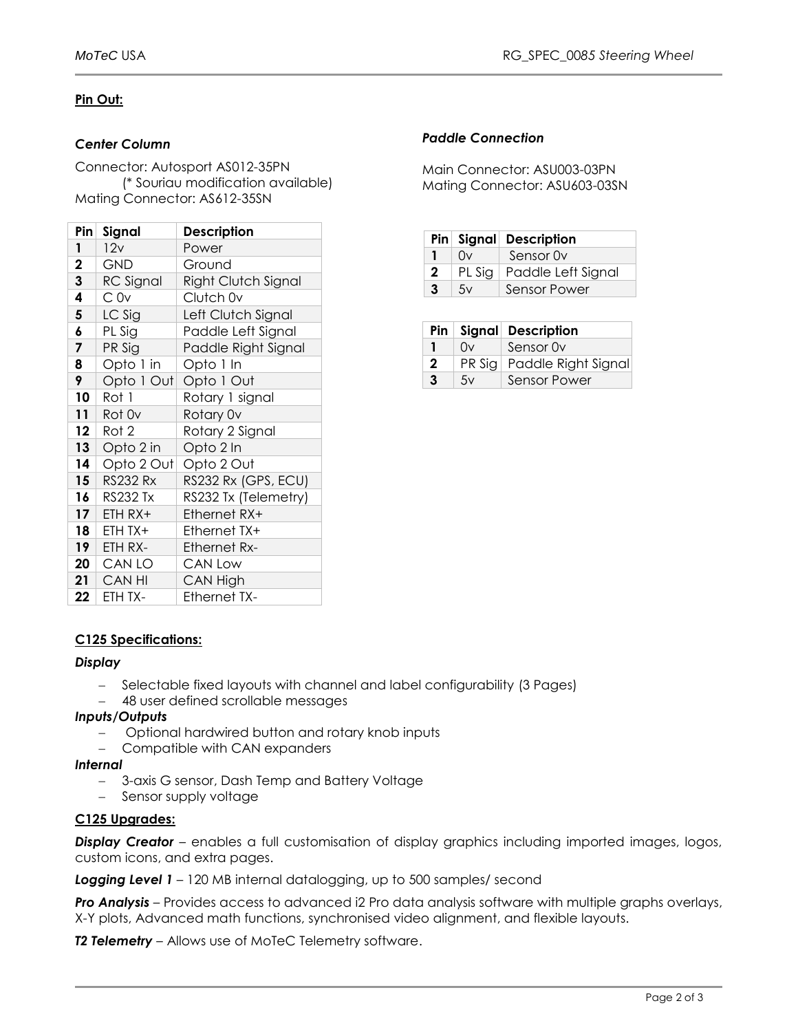**Pin Out:**

### *Center Column*

Connector: Autosport AS012-35PN
(* Souriau modification available)
Mating Connector: AS612-35SN

| Pin | Signal | Description |
|---|---|---|
| 1 | 12v | Power |
| 2 | GND | Ground |
| 3 | RC Signal | Right Clutch Signal |
| 4 | C 0v | Clutch 0v |
| 5 | LC Sig | Left Clutch Signal |
| 6 | PL Sig | Paddle Left Signal |
| 7 | PR Sig | Paddle Right Signal |
| 8 | Opto 1 in | Opto 1 In |
| 9 | Opto 1 Out | Opto 1 Out |
| 10 | Rot 1 | Rotary 1 signal |
| 11 | Rot 0v | Rotary 0v |
| 12 | Rot 2 | Rotary 2 Signal |
| 13 | Opto 2 in | Opto 2 In |
| 14 | Opto 2 Out | Opto 2 Out |
| 15 | RS232 Rx | RS232 Rx (GPS, ECU) |
| 16 | RS232 Tx | RS232 Tx (Telemetry) |
| 17 | ETH RX+ | Ethernet RX+ |
| 18 | ETH TX+ | Ethernet TX+ |
| 19 | ETH RX- | Ethernet Rx- |
| 20 | CAN LO | CAN Low |
| 21 | CAN HI | CAN High |
| 22 | ETH TX- | Ethernet TX- |

### *Paddle Connection*

Main Connector: ASU003-03PN
Mating Connector: ASU603-03SN

| Pin | Signal | Description |
|---|---|---|
| 1 | 0v | Sensor 0v |
| 2 | PL Sig | Paddle Left Signal |
| 3 | 5v | Sensor Power |

| Pin | Signal | Description |
|---|---|---|
| 1 | 0v | Sensor 0v |
| 2 | PR Sig | Paddle Right Signal |
| 3 | 5v | Sensor Power |

**C125 Specifications:**

*Display*

- Selectable fixed layouts with channel and label configurability (3 Pages)
- 48 user defined scrollable messages

*Inputs/Outputs*

- Optional hardwired button and rotary knob inputs
- Compatible with CAN expanders

*Internal*

- 3-axis G sensor, Dash Temp and Battery Voltage
- Sensor supply voltage

**C125 Upgrades:**

***Display Creator*** – enables a full customisation of display graphics including imported images, logos, custom icons, and extra pages.

***Logging Level 1*** – 120 MB internal datalogging, up to 500 samples/ second

***Pro Analysis*** – Provides access to advanced i2 Pro data analysis software with multiple graphs overlays, X-Y plots, Advanced math functions, synchronised video alignment, and flexible layouts.

***T2 Telemetry*** – Allows use of MoTeC Telemetry software.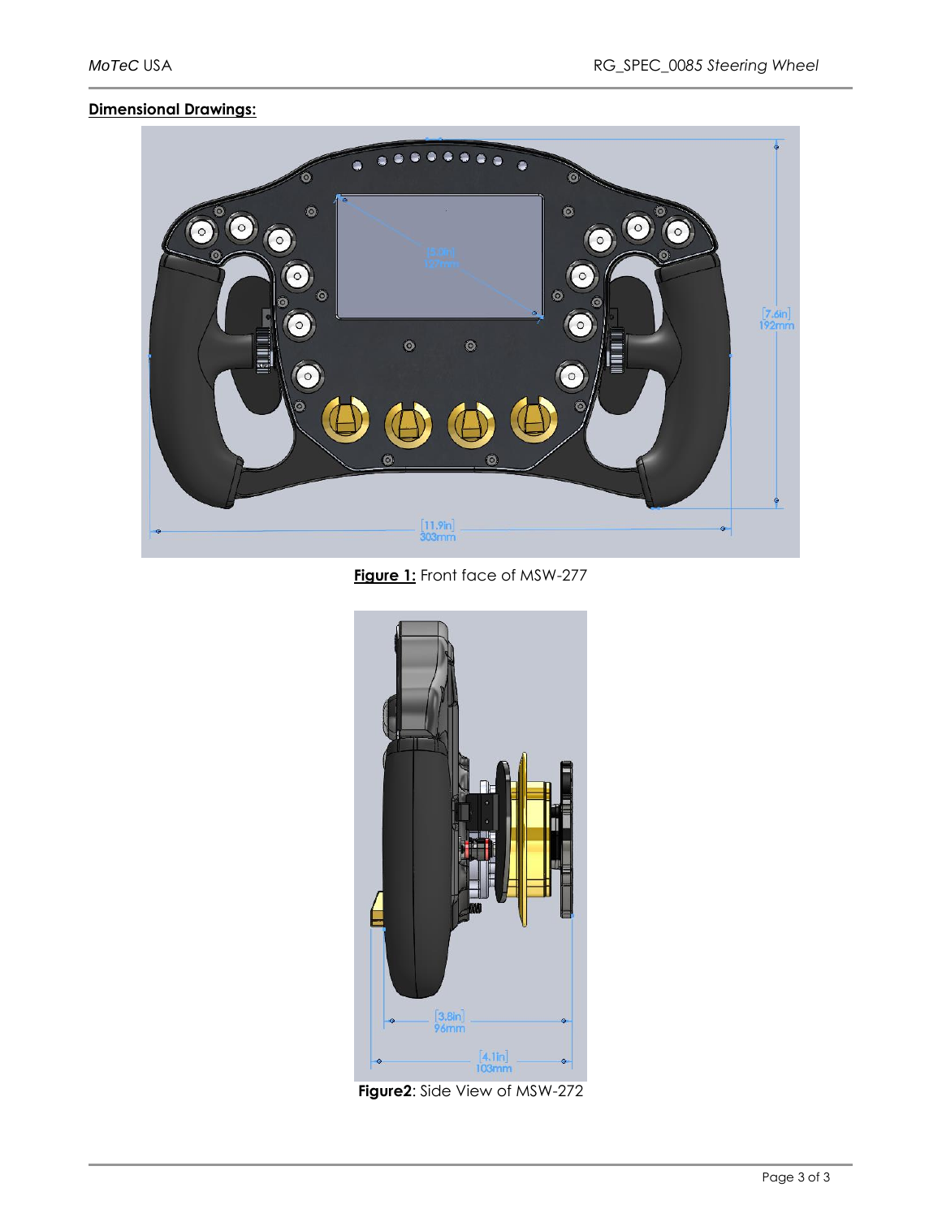**Dimensional Drawings:**

[5.0in]
127mm

[7.6in]
192mm

[11.9in]
303mm

**Figure 1:** Front face of MSW-277

[3.8in]
96mm

[4.1in]
103mm

**Figure2**: Side View of MSW-272